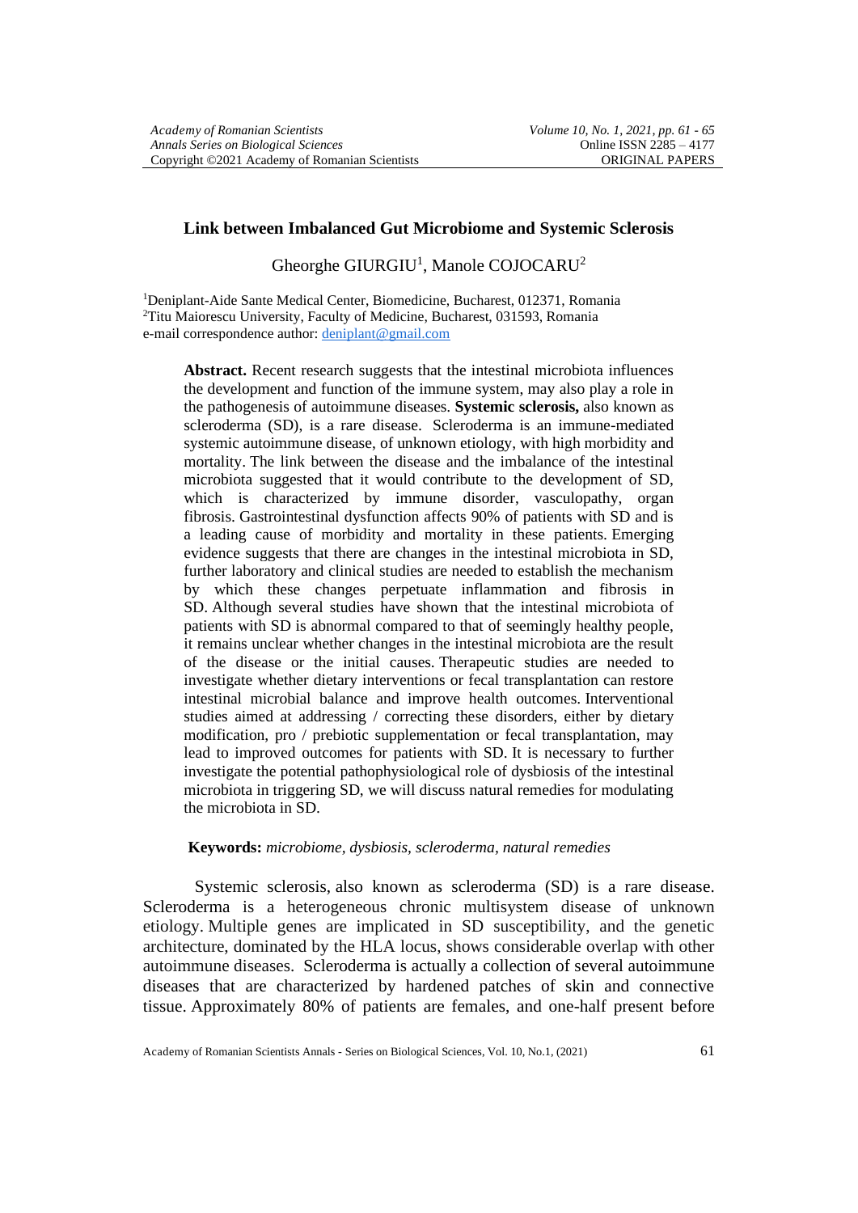# Link between Imbalanced Gut Microbiome and Systemic Sclerosis

Gheorghe GIURGIU[1], Manole COJOCARU[2]

[1]Deniplant-Aide Sante Medical Center, Biomedicine, Bucharest, 012371, Romania
[2]Titu Maiorescu University, Faculty of Medicine, Bucharest, 031593, Romania
e-mail correspondence author: deniplant@gmail.com

**Abstract.** Recent research suggests that the intestinal microbiota influences the development and function of the immune system, may also play a role in the pathogenesis of autoimmune diseases. **Systemic sclerosis,** also known as scleroderma (SD), is a rare disease. Scleroderma is an immune-mediated systemic autoimmune disease, of unknown etiology, with high morbidity and mortality. The link between the disease and the imbalance of the intestinal microbiota suggested that it would contribute to the development of SD, which is characterized by immune disorder, vasculopathy, organ fibrosis. Gastrointestinal dysfunction affects 90% of patients with SD and is a leading cause of morbidity and mortality in these patients. Emerging evidence suggests that there are changes in the intestinal microbiota in SD, further laboratory and clinical studies are needed to establish the mechanism by which these changes perpetuate inflammation and fibrosis in SD. Although several studies have shown that the intestinal microbiota of patients with SD is abnormal compared to that of seemingly healthy people, it remains unclear whether changes in the intestinal microbiota are the result of the disease or the initial causes. Therapeutic studies are needed to investigate whether dietary interventions or fecal transplantation can restore intestinal microbial balance and improve health outcomes. Interventional studies aimed at addressing / correcting these disorders, either by dietary modification, pro / prebiotic supplementation or fecal transplantation, may lead to improved outcomes for patients with SD. It is necessary to further investigate the potential pathophysiological role of dysbiosis of the intestinal microbiota in triggering SD, we will discuss natural remedies for modulating the microbiota in SD.

**Keywords:** *microbiome, dysbiosis, scleroderma, natural remedies*

Systemic sclerosis, also known as scleroderma (SD) is a rare disease. Scleroderma is a heterogeneous chronic multisystem disease of unknown etiology. Multiple genes are implicated in SD susceptibility, and the genetic architecture, dominated by the HLA locus, shows considerable overlap with other autoimmune diseases. Scleroderma is actually a collection of several autoimmune diseases that are characterized by hardened patches of skin and connective tissue. Approximately 80% of patients are females, and one-half present before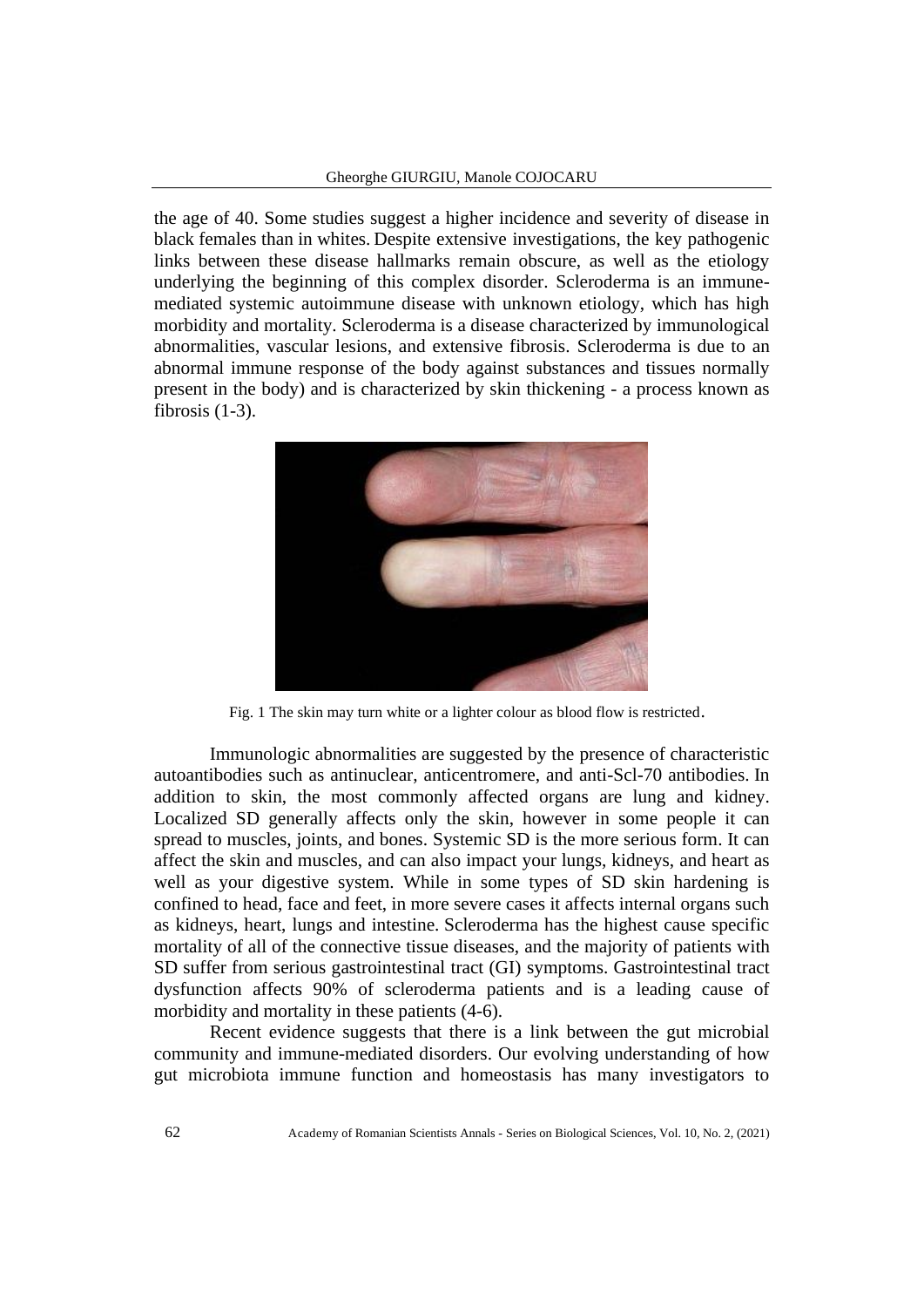the age of 40. Some studies suggest a higher incidence and severity of disease in black females than in whites. Despite extensive investigations, the key pathogenic links between these disease hallmarks remain obscure, as well as the etiology underlying the beginning of this complex disorder. Scleroderma is an immune-mediated systemic autoimmune disease with unknown etiology, which has high morbidity and mortality. Scleroderma is a disease characterized by immunological abnormalities, vascular lesions, and extensive fibrosis. Scleroderma is due to an abnormal immune response of the body against substances and tissues normally present in the body) and is characterized by skin thickening - a process known as fibrosis (1-3).

Fig. 1 The skin may turn white or a lighter colour as blood flow is restricted.

Immunologic abnormalities are suggested by the presence of characteristic autoantibodies such as antinuclear, anticentromere, and anti-Scl-70 antibodies. In addition to skin, the most commonly affected organs are lung and kidney. Localized SD generally affects only the skin, however in some people it can spread to muscles, joints, and bones. Systemic SD is the more serious form. It can affect the skin and muscles, and can also impact your lungs, kidneys, and heart as well as your digestive system. While in some types of SD skin hardening is confined to head, face and feet, in more severe cases it affects internal organs such as kidneys, heart, lungs and intestine. Scleroderma has the highest cause specific mortality of all of the connective tissue diseases, and the majority of patients with SD suffer from serious gastrointestinal tract (GI) symptoms. Gastrointestinal tract dysfunction affects 90% of scleroderma patients and is a leading cause of morbidity and mortality in these patients (4-6).

Recent evidence suggests that there is a link between the gut microbial community and immune-mediated disorders. Our evolving understanding of how gut microbiota immune function and homeostasis has many investigators to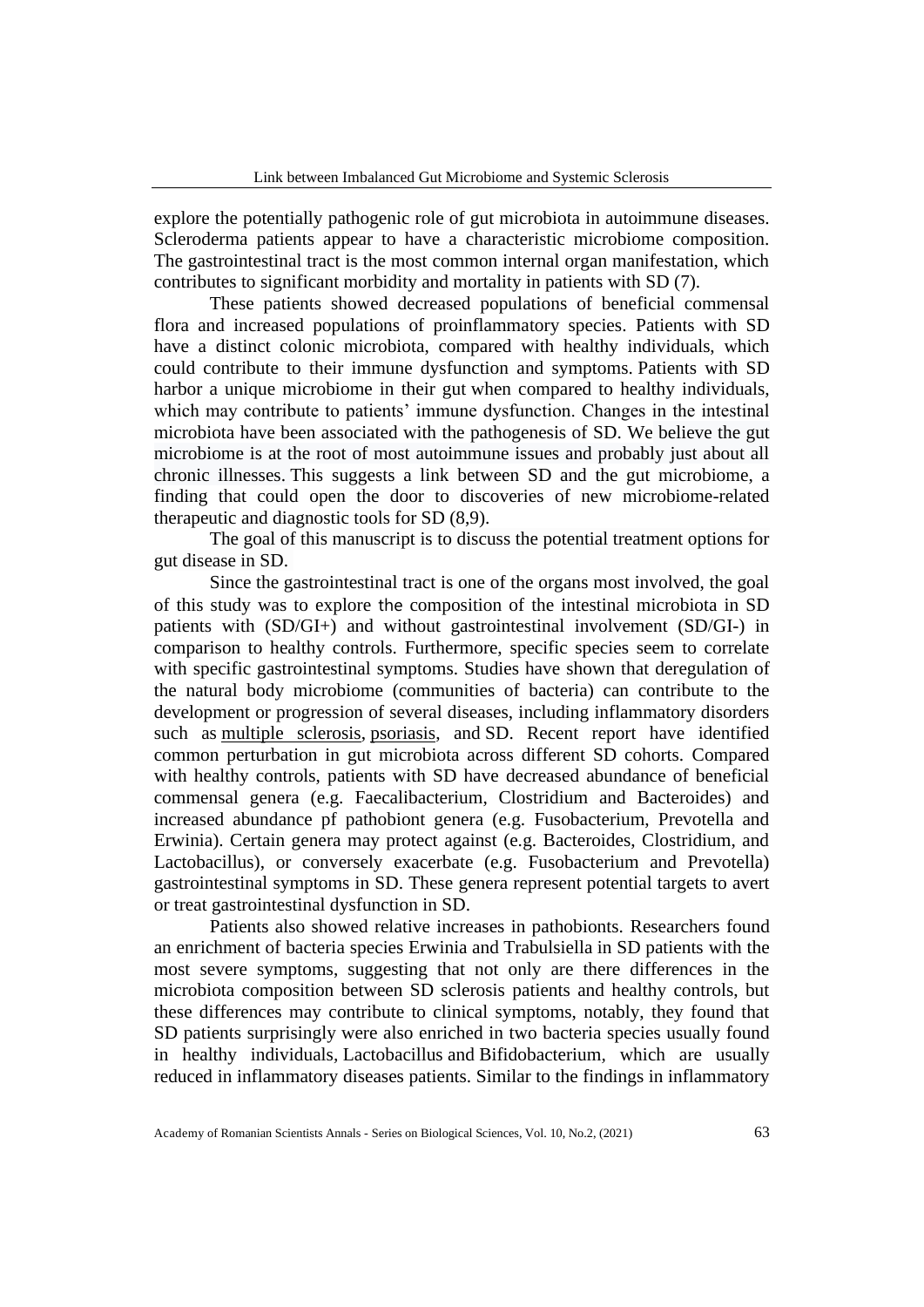explore the potentially pathogenic role of gut microbiota in autoimmune diseases. Scleroderma patients appear to have a characteristic microbiome composition. The gastrointestinal tract is the most common internal organ manifestation, which contributes to significant morbidity and mortality in patients with SD (7).

These patients showed decreased populations of beneficial commensal flora and increased populations of proinflammatory species. Patients with SD have a distinct colonic microbiota, compared with healthy individuals, which could contribute to their immune dysfunction and symptoms. Patients with SD harbor a unique microbiome in their gut when compared to healthy individuals, which may contribute to patients' immune dysfunction. Changes in the intestinal microbiota have been associated with the pathogenesis of SD. We believe the gut microbiome is at the root of most autoimmune issues and probably just about all chronic illnesses. This suggests a link between SD and the gut microbiome, a finding that could open the door to discoveries of new microbiome-related therapeutic and diagnostic tools for SD (8,9).

The goal of this manuscript is to discuss the potential treatment options for gut disease in SD.

Since the gastrointestinal tract is one of the organs most involved, the goal of this study was to explore the composition of the intestinal microbiota in SD patients with (SD/GI+) and without gastrointestinal involvement (SD/GI-) in comparison to healthy controls. Furthermore, specific species seem to correlate with specific gastrointestinal symptoms. Studies have shown that deregulation of the natural body microbiome (communities of bacteria) can contribute to the development or progression of several diseases, including inflammatory disorders such as multiple sclerosis, psoriasis, and SD. Recent report have identified common perturbation in gut microbiota across different SD cohorts. Compared with healthy controls, patients with SD have decreased abundance of beneficial commensal genera (e.g. Faecalibacterium, Clostridium and Bacteroides) and increased abundance pf pathobiont genera (e.g. Fusobacterium, Prevotella and Erwinia). Certain genera may protect against (e.g. Bacteroides, Clostridium, and Lactobacillus), or conversely exacerbate (e.g. Fusobacterium and Prevotella) gastrointestinal symptoms in SD. These genera represent potential targets to avert or treat gastrointestinal dysfunction in SD.

Patients also showed relative increases in pathobionts. Researchers found an enrichment of bacteria species Erwinia and Trabulsiella in SD patients with the most severe symptoms, suggesting that not only are there differences in the microbiota composition between SD sclerosis patients and healthy controls, but these differences may contribute to clinical symptoms, notably, they found that SD patients surprisingly were also enriched in two bacteria species usually found in healthy individuals, Lactobacillus and Bifidobacterium, which are usually reduced in inflammatory diseases patients. Similar to the findings in inflammatory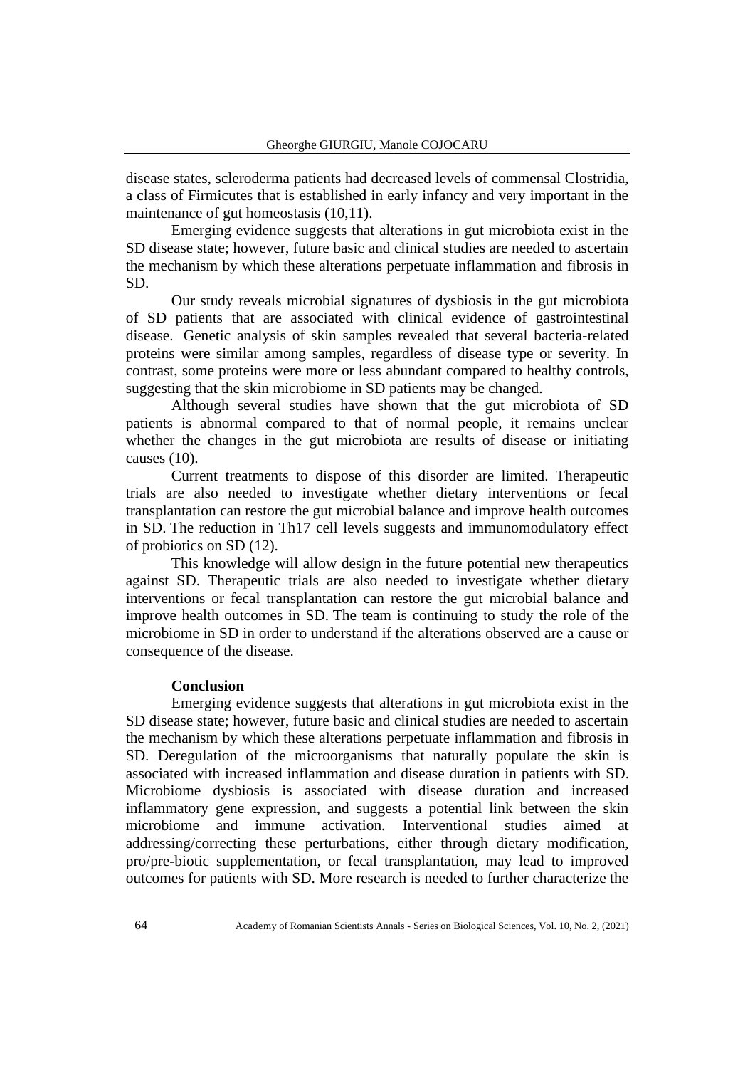disease states, scleroderma patients had decreased levels of commensal Clostridia, a class of Firmicutes that is established in early infancy and very important in the maintenance of gut homeostasis (10,11).

Emerging evidence suggests that alterations in gut microbiota exist in the SD disease state; however, future basic and clinical studies are needed to ascertain the mechanism by which these alterations perpetuate inflammation and fibrosis in SD.

Our study reveals microbial signatures of dysbiosis in the gut microbiota of SD patients that are associated with clinical evidence of gastrointestinal disease. Genetic analysis of skin samples revealed that several bacteria-related proteins were similar among samples, regardless of disease type or severity. In contrast, some proteins were more or less abundant compared to healthy controls, suggesting that the skin microbiome in SD patients may be changed.

Although several studies have shown that the gut microbiota of SD patients is abnormal compared to that of normal people, it remains unclear whether the changes in the gut microbiota are results of disease or initiating causes (10).

Current treatments to dispose of this disorder are limited. Therapeutic trials are also needed to investigate whether dietary interventions or fecal transplantation can restore the gut microbial balance and improve health outcomes in SD. The reduction in Th17 cell levels suggests and immunomodulatory effect of probiotics on SD (12).

This knowledge will allow design in the future potential new therapeutics against SD. Therapeutic trials are also needed to investigate whether dietary interventions or fecal transplantation can restore the gut microbial balance and improve health outcomes in SD. The team is continuing to study the role of the microbiome in SD in order to understand if the alterations observed are a cause or consequence of the disease.

**Conclusion**

Emerging evidence suggests that alterations in gut microbiota exist in the SD disease state; however, future basic and clinical studies are needed to ascertain the mechanism by which these alterations perpetuate inflammation and fibrosis in SD. Deregulation of the microorganisms that naturally populate the skin is associated with increased inflammation and disease duration in patients with SD. Microbiome dysbiosis is associated with disease duration and increased inflammatory gene expression, and suggests a potential link between the skin microbiome and immune activation. Interventional studies aimed at addressing/correcting these perturbations, either through dietary modification, pro/pre-biotic supplementation, or fecal transplantation, may lead to improved outcomes for patients with SD. More research is needed to further characterize the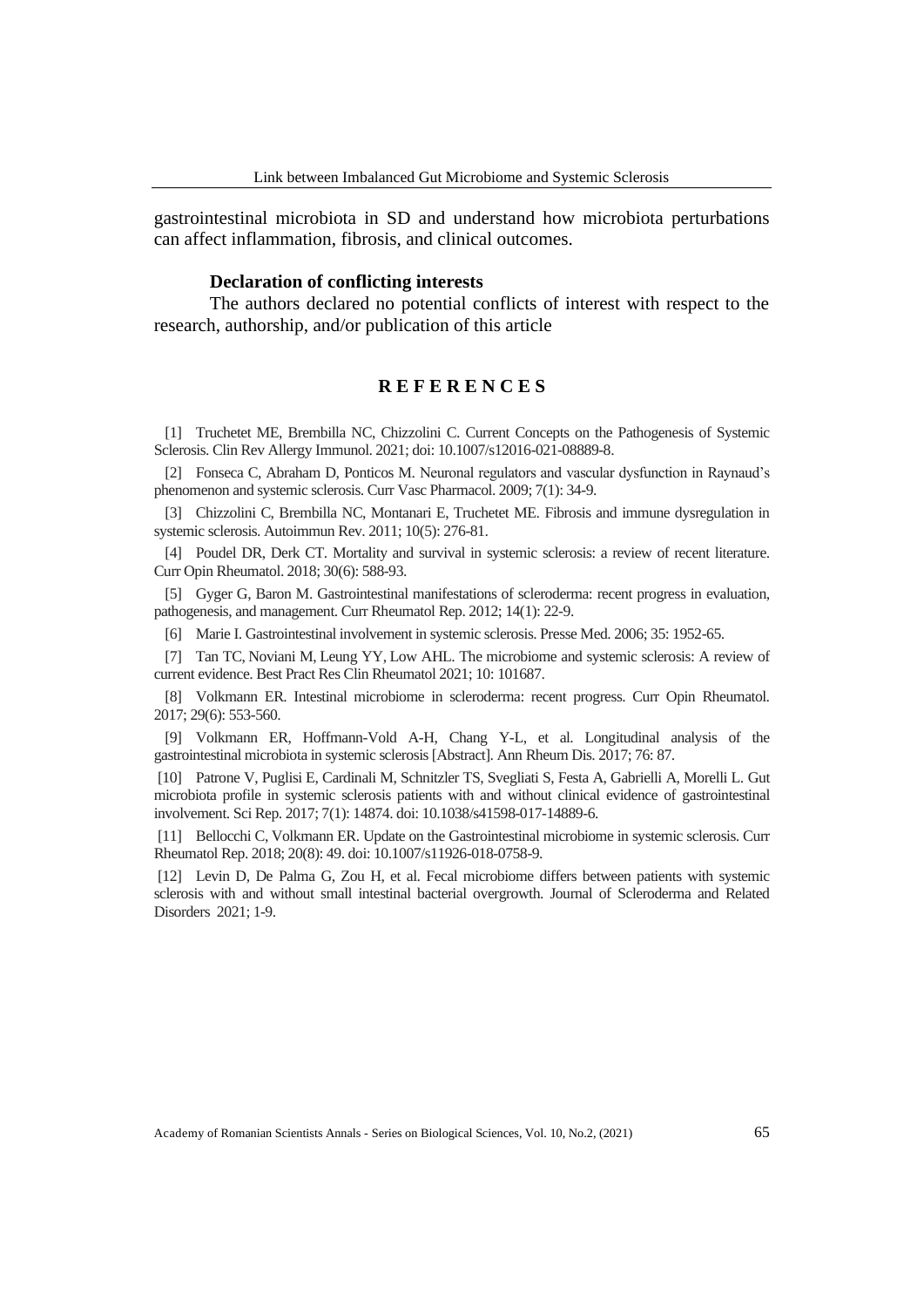gastrointestinal microbiota in SD and understand how microbiota perturbations can affect inflammation, fibrosis, and clinical outcomes.

### Declaration of conflicting interests

The authors declared no potential conflicts of interest with respect to the research, authorship, and/or publication of this article

## REFERENCES

[1] Truchetet ME, Brembilla NC, Chizzolini C. Current Concepts on the Pathogenesis of Systemic Sclerosis. Clin Rev Allergy Immunol. 2021; doi: 10.1007/s12016-021-08889-8.

[2] Fonseca C, Abraham D, Ponticos M. Neuronal regulators and vascular dysfunction in Raynaud's phenomenon and systemic sclerosis. Curr Vasc Pharmacol. 2009; 7(1): 34-9.

[3] Chizzolini C, Brembilla NC, Montanari E, Truchetet ME. Fibrosis and immune dysregulation in systemic sclerosis. Autoimmun Rev. 2011; 10(5): 276-81.

[4] Poudel DR, Derk CT. Mortality and survival in systemic sclerosis: a review of recent literature. Curr Opin Rheumatol. 2018; 30(6): 588-93.

[5] Gyger G, Baron M. Gastrointestinal manifestations of scleroderma: recent progress in evaluation, pathogenesis, and management. Curr Rheumatol Rep. 2012; 14(1): 22-9.

[6] Marie I. Gastrointestinal involvement in systemic sclerosis. Presse Med. 2006; 35: 1952-65.

[7] Tan TC, Noviani M, Leung YY, Low AHL. The microbiome and systemic sclerosis: A review of current evidence. Best Pract Res Clin Rheumatol 2021; 10: 101687.

[8] Volkmann ER. Intestinal microbiome in scleroderma: recent progress. Curr Opin Rheumatol. 2017; 29(6): 553-560.

[9] Volkmann ER, Hoffmann-Vold A-H, Chang Y-L, et al. Longitudinal analysis of the gastrointestinal microbiota in systemic sclerosis [Abstract]. Ann Rheum Dis. 2017; 76: 87.

[10] Patrone V, Puglisi E, Cardinali M, Schnitzler TS, Svegliati S, Festa A, Gabrielli A, Morelli L. Gut microbiota profile in systemic sclerosis patients with and without clinical evidence of gastrointestinal involvement. Sci Rep. 2017; 7(1): 14874. doi: 10.1038/s41598-017-14889-6.

[11] Bellocchi C, Volkmann ER. Update on the Gastrointestinal microbiome in systemic sclerosis. Curr Rheumatol Rep. 2018; 20(8): 49. doi: 10.1007/s11926-018-0758-9.

[12] Levin D, De Palma G, Zou H, et al. Fecal microbiome differs between patients with systemic sclerosis with and without small intestinal bacterial overgrowth. Journal of Scleroderma and Related Disorders 2021; 1-9.